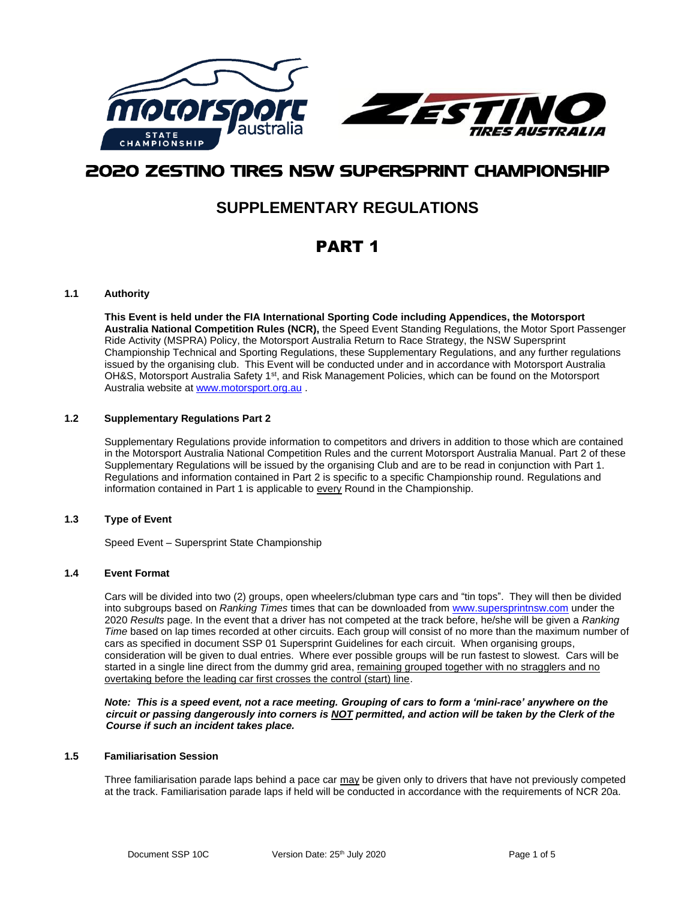# 2020 ZESTINO TIRES NSW SUPERSPRINT CHAMPIONSHIP

## SUPPLEMENTARY REGULATIONS

# PART 1

### 1.1 Authority

**This Event is held under the FIA International Sporting Code including Appendices, the Motorsport Australia National Competition Rules (NCR),** the Speed Event Standing Regulations, the Motor Sport Passenger Ride Activity (MSPRA) Policy, the Motorsport Australia Return to Race Strategy, the NSW Supersprint Championship Technical and Sporting Regulations, these Supplementary Regulations, and any further regulations issued by the organising club. This Event will be conducted under and in accordance with Motorsport Australia OH&S, Motorsport Australia Safety 1st, and Risk Management Policies, which can be found on the Motorsport Australia website at www.motorsport.org.au .

### 1.2 Supplementary Regulations Part 2

Supplementary Regulations provide information to competitors and drivers in addition to those which are contained in the Motorsport Australia National Competition Rules and the current Motorsport Australia Manual. Part 2 of these Supplementary Regulations will be issued by the organising Club and are to be read in conjunction with Part 1. Regulations and information contained in Part 2 is specific to a specific Championship round. Regulations and information contained in Part 1 is applicable to every Round in the Championship.

### 1.3 Type of Event

Speed Event – Supersprint State Championship

### 1.4 Event Format

Cars will be divided into two (2) groups, open wheelers/clubman type cars and "tin tops". They will then be divided into subgroups based on *Ranking Times* times that can be downloaded from www.supersprintnsw.com under the 2020 *Results* page. In the event that a driver has not competed at the track before, he/she will be given a *Ranking Time* based on lap times recorded at other circuits. Each group will consist of no more than the maximum number of cars as specified in document SSP 01 Supersprint Guidelines for each circuit. When organising groups, consideration will be given to dual entries. Where ever possible groups will be run fastest to slowest. Cars will be started in a single line direct from the dummy grid area, remaining grouped together with no stragglers and no overtaking before the leading car first crosses the control (start) line.

***Note: This is a speed event, not a race meeting. Grouping of cars to form a 'mini-race' anywhere on the circuit or passing dangerously into corners is NOT permitted, and action will be taken by the Clerk of the Course if such an incident takes place.***

### 1.5 Familiarisation Session

Three familiarisation parade laps behind a pace car may be given only to drivers that have not previously competed at the track. Familiarisation parade laps if held will be conducted in accordance with the requirements of NCR 20a.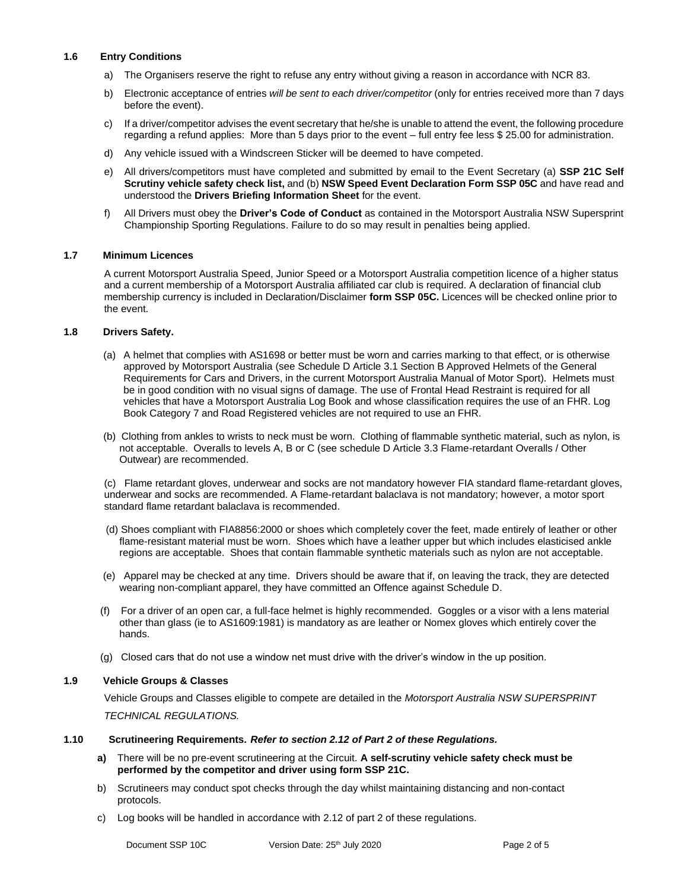### 1.6 Entry Conditions

a) The Organisers reserve the right to refuse any entry without giving a reason in accordance with NCR 83.

b) Electronic acceptance of entries *will be sent to each driver/competitor* (only for entries received more than 7 days before the event).

c) If a driver/competitor advises the event secretary that he/she is unable to attend the event, the following procedure regarding a refund applies: More than 5 days prior to the event – full entry fee less $ 25.00 for administration.

d) Any vehicle issued with a Windscreen Sticker will be deemed to have competed.

e) All drivers/competitors must have completed and submitted by email to the Event Secretary (a) **SSP 21C Self Scrutiny vehicle safety check list,** and (b) **NSW Speed Event Declaration Form SSP 05C** and have read and understood the **Drivers Briefing Information Sheet** for the event.

f) All Drivers must obey the **Driver's Code of Conduct** as contained in the Motorsport Australia NSW Supersprint Championship Sporting Regulations. Failure to do so may result in penalties being applied.

### 1.7 Minimum Licences

A current Motorsport Australia Speed, Junior Speed or a Motorsport Australia competition licence of a higher status and a current membership of a Motorsport Australia affiliated car club is required. A declaration of financial club membership currency is included in Declaration/Disclaimer **form SSP 05C.** Licences will be checked online prior to the event.

### 1.8 Drivers Safety.

(a) A helmet that complies with AS1698 or better must be worn and carries marking to that effect, or is otherwise approved by Motorsport Australia (see Schedule D Article 3.1 Section B Approved Helmets of the General Requirements for Cars and Drivers, in the current Motorsport Australia Manual of Motor Sport). Helmets must be in good condition with no visual signs of damage. The use of Frontal Head Restraint is required for all vehicles that have a Motorsport Australia Log Book and whose classification requires the use of an FHR. Log Book Category 7 and Road Registered vehicles are not required to use an FHR.

(b) Clothing from ankles to wrists to neck must be worn. Clothing of flammable synthetic material, such as nylon, is not acceptable. Overalls to levels A, B or C (see schedule D Article 3.3 Flame-retardant Overalls / Other Outwear) are recommended.

(c) Flame retardant gloves, underwear and socks are not mandatory however FIA standard flame-retardant gloves, underwear and socks are recommended. A Flame-retardant balaclava is not mandatory; however, a motor sport standard flame retardant balaclava is recommended.

(d) Shoes compliant with FIA8856:2000 or shoes which completely cover the feet, made entirely of leather or other flame-resistant material must be worn. Shoes which have a leather upper but which includes elasticised ankle regions are acceptable. Shoes that contain flammable synthetic materials such as nylon are not acceptable.

(e) Apparel may be checked at any time. Drivers should be aware that if, on leaving the track, they are detected wearing non-compliant apparel, they have committed an Offence against Schedule D.

(f) For a driver of an open car, a full-face helmet is highly recommended. Goggles or a visor with a lens material other than glass (ie to AS1609:1981) is mandatory as are leather or Nomex gloves which entirely cover the hands.

(g) Closed cars that do not use a window net must drive with the driver's window in the up position.

### 1.9 Vehicle Groups & Classes

Vehicle Groups and Classes eligible to compete are detailed in the *Motorsport Australia NSW SUPERSPRINT TECHNICAL REGULATIONS.*

### 1.10 Scrutineering Requirements. *Refer to section 2.12 of Part 2 of these Regulations.*

**a)** There will be no pre-event scrutineering at the Circuit. **A self-scrutiny vehicle safety check must be performed by the competitor and driver using form SSP 21C.**

b) Scrutineers may conduct spot checks through the day whilst maintaining distancing and non-contact protocols.

c) Log books will be handled in accordance with 2.12 of part 2 of these regulations.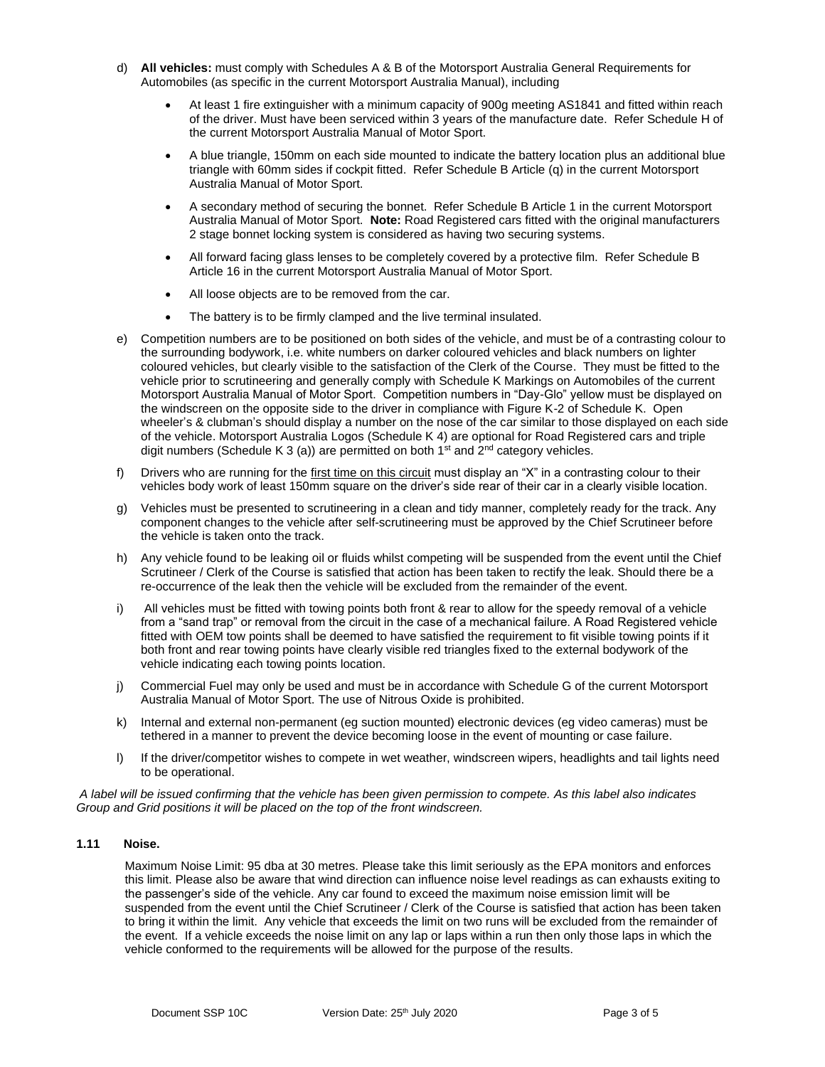d) **All vehicles:** must comply with Schedules A & B of the Motorsport Australia General Requirements for Automobiles (as specific in the current Motorsport Australia Manual), including

- At least 1 fire extinguisher with a minimum capacity of 900g meeting AS1841 and fitted within reach of the driver. Must have been serviced within 3 years of the manufacture date. Refer Schedule H of the current Motorsport Australia Manual of Motor Sport.
- A blue triangle, 150mm on each side mounted to indicate the battery location plus an additional blue triangle with 60mm sides if cockpit fitted. Refer Schedule B Article (q) in the current Motorsport Australia Manual of Motor Sport.
- A secondary method of securing the bonnet. Refer Schedule B Article 1 in the current Motorsport Australia Manual of Motor Sport. **Note:** Road Registered cars fitted with the original manufacturers 2 stage bonnet locking system is considered as having two securing systems.
- All forward facing glass lenses to be completely covered by a protective film. Refer Schedule B Article 16 in the current Motorsport Australia Manual of Motor Sport.
- All loose objects are to be removed from the car.
- The battery is to be firmly clamped and the live terminal insulated.

e) Competition numbers are to be positioned on both sides of the vehicle, and must be of a contrasting colour to the surrounding bodywork, i.e. white numbers on darker coloured vehicles and black numbers on lighter coloured vehicles, but clearly visible to the satisfaction of the Clerk of the Course. They must be fitted to the vehicle prior to scrutineering and generally comply with Schedule K Markings on Automobiles of the current Motorsport Australia Manual of Motor Sport. Competition numbers in "Day-Glo" yellow must be displayed on the windscreen on the opposite side to the driver in compliance with Figure K-2 of Schedule K. Open wheeler's & clubman's should display a number on the nose of the car similar to those displayed on each side of the vehicle. Motorsport Australia Logos (Schedule K 4) are optional for Road Registered cars and triple digit numbers (Schedule K 3 (a)) are permitted on both 1st and 2nd category vehicles.

f) Drivers who are running for the <u>first time on this circuit</u> must display an "X" in a contrasting colour to their vehicles body work of least 150mm square on the driver's side rear of their car in a clearly visible location.

g) Vehicles must be presented to scrutineering in a clean and tidy manner, completely ready for the track. Any component changes to the vehicle after self-scrutineering must be approved by the Chief Scrutineer before the vehicle is taken onto the track.

h) Any vehicle found to be leaking oil or fluids whilst competing will be suspended from the event until the Chief Scrutineer / Clerk of the Course is satisfied that action has been taken to rectify the leak. Should there be a re-occurrence of the leak then the vehicle will be excluded from the remainder of the event.

i) All vehicles must be fitted with towing points both front & rear to allow for the speedy removal of a vehicle from a "sand trap" or removal from the circuit in the case of a mechanical failure. A Road Registered vehicle fitted with OEM tow points shall be deemed to have satisfied the requirement to fit visible towing points if it both front and rear towing points have clearly visible red triangles fixed to the external bodywork of the vehicle indicating each towing points location.

j) Commercial Fuel may only be used and must be in accordance with Schedule G of the current Motorsport Australia Manual of Motor Sport. The use of Nitrous Oxide is prohibited.

k) Internal and external non-permanent (eg suction mounted) electronic devices (eg video cameras) must be tethered in a manner to prevent the device becoming loose in the event of mounting or case failure.

l) If the driver/competitor wishes to compete in wet weather, windscreen wipers, headlights and tail lights need to be operational.

*A label will be issued confirming that the vehicle has been given permission to compete. As this label also indicates Group and Grid positions it will be placed on the top of the front windscreen.*

### 1.11 Noise.

Maximum Noise Limit: 95 dba at 30 metres. Please take this limit seriously as the EPA monitors and enforces this limit. Please also be aware that wind direction can influence noise level readings as can exhausts exiting to the passenger's side of the vehicle. Any car found to exceed the maximum noise emission limit will be suspended from the event until the Chief Scrutineer / Clerk of the Course is satisfied that action has been taken to bring it within the limit. Any vehicle that exceeds the limit on two runs will be excluded from the remainder of the event. If a vehicle exceeds the noise limit on any lap or laps within a run then only those laps in which the vehicle conformed to the requirements will be allowed for the purpose of the results.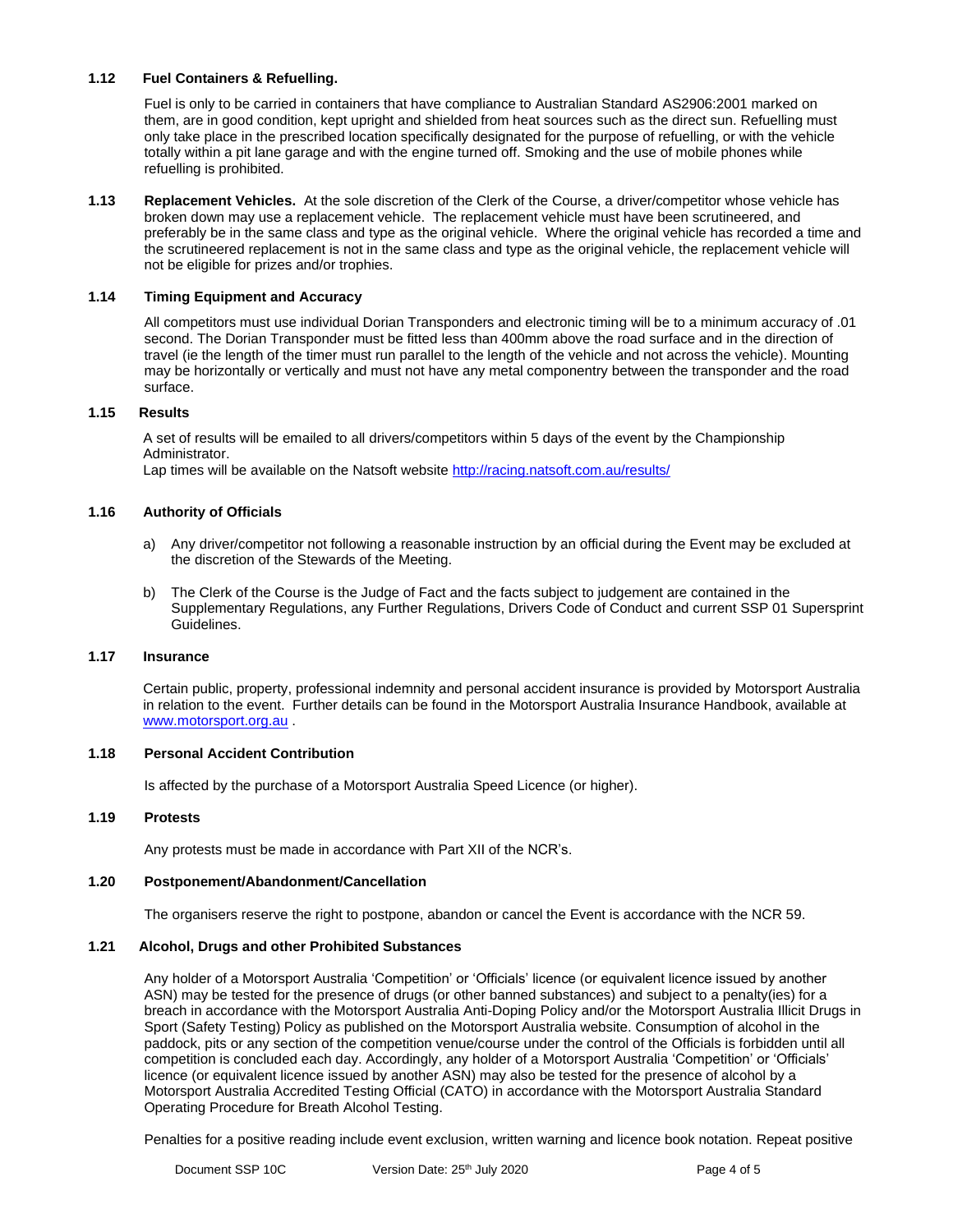### 1.12 Fuel Containers & Refuelling.

Fuel is only to be carried in containers that have compliance to Australian Standard AS2906:2001 marked on them, are in good condition, kept upright and shielded from heat sources such as the direct sun. Refuelling must only take place in the prescribed location specifically designated for the purpose of refuelling, or with the vehicle totally within a pit lane garage and with the engine turned off. Smoking and the use of mobile phones while refuelling is prohibited.

**1.13 Replacement Vehicles.** At the sole discretion of the Clerk of the Course, a driver/competitor whose vehicle has broken down may use a replacement vehicle. The replacement vehicle must have been scrutineered, and preferably be in the same class and type as the original vehicle. Where the original vehicle has recorded a time and the scrutineered replacement is not in the same class and type as the original vehicle, the replacement vehicle will not be eligible for prizes and/or trophies.

### 1.14 Timing Equipment and Accuracy

All competitors must use individual Dorian Transponders and electronic timing will be to a minimum accuracy of .01 second. The Dorian Transponder must be fitted less than 400mm above the road surface and in the direction of travel (ie the length of the timer must run parallel to the length of the vehicle and not across the vehicle). Mounting may be horizontally or vertically and must not have any metal componentry between the transponder and the road surface.

### 1.15 Results

A set of results will be emailed to all drivers/competitors within 5 days of the event by the Championship Administrator.
Lap times will be available on the Natsoft website http://racing.natsoft.com.au/results/

### 1.16 Authority of Officials

a) Any driver/competitor not following a reasonable instruction by an official during the Event may be excluded at the discretion of the Stewards of the Meeting.

b) The Clerk of the Course is the Judge of Fact and the facts subject to judgement are contained in the Supplementary Regulations, any Further Regulations, Drivers Code of Conduct and current SSP 01 Supersprint Guidelines.

### 1.17 Insurance

Certain public, property, professional indemnity and personal accident insurance is provided by Motorsport Australia in relation to the event. Further details can be found in the Motorsport Australia Insurance Handbook, available at www.motorsport.org.au .

### 1.18 Personal Accident Contribution

Is affected by the purchase of a Motorsport Australia Speed Licence (or higher).

### 1.19 Protests

Any protests must be made in accordance with Part XII of the NCR's.

### 1.20 Postponement/Abandonment/Cancellation

The organisers reserve the right to postpone, abandon or cancel the Event is accordance with the NCR 59.

### 1.21 Alcohol, Drugs and other Prohibited Substances

Any holder of a Motorsport Australia 'Competition' or 'Officials' licence (or equivalent licence issued by another ASN) may be tested for the presence of drugs (or other banned substances) and subject to a penalty(ies) for a breach in accordance with the Motorsport Australia Anti-Doping Policy and/or the Motorsport Australia Illicit Drugs in Sport (Safety Testing) Policy as published on the Motorsport Australia website. Consumption of alcohol in the paddock, pits or any section of the competition venue/course under the control of the Officials is forbidden until all competition is concluded each day. Accordingly, any holder of a Motorsport Australia 'Competition' or 'Officials' licence (or equivalent licence issued by another ASN) may also be tested for the presence of alcohol by a Motorsport Australia Accredited Testing Official (CATO) in accordance with the Motorsport Australia Standard Operating Procedure for Breath Alcohol Testing.

Penalties for a positive reading include event exclusion, written warning and licence book notation. Repeat positive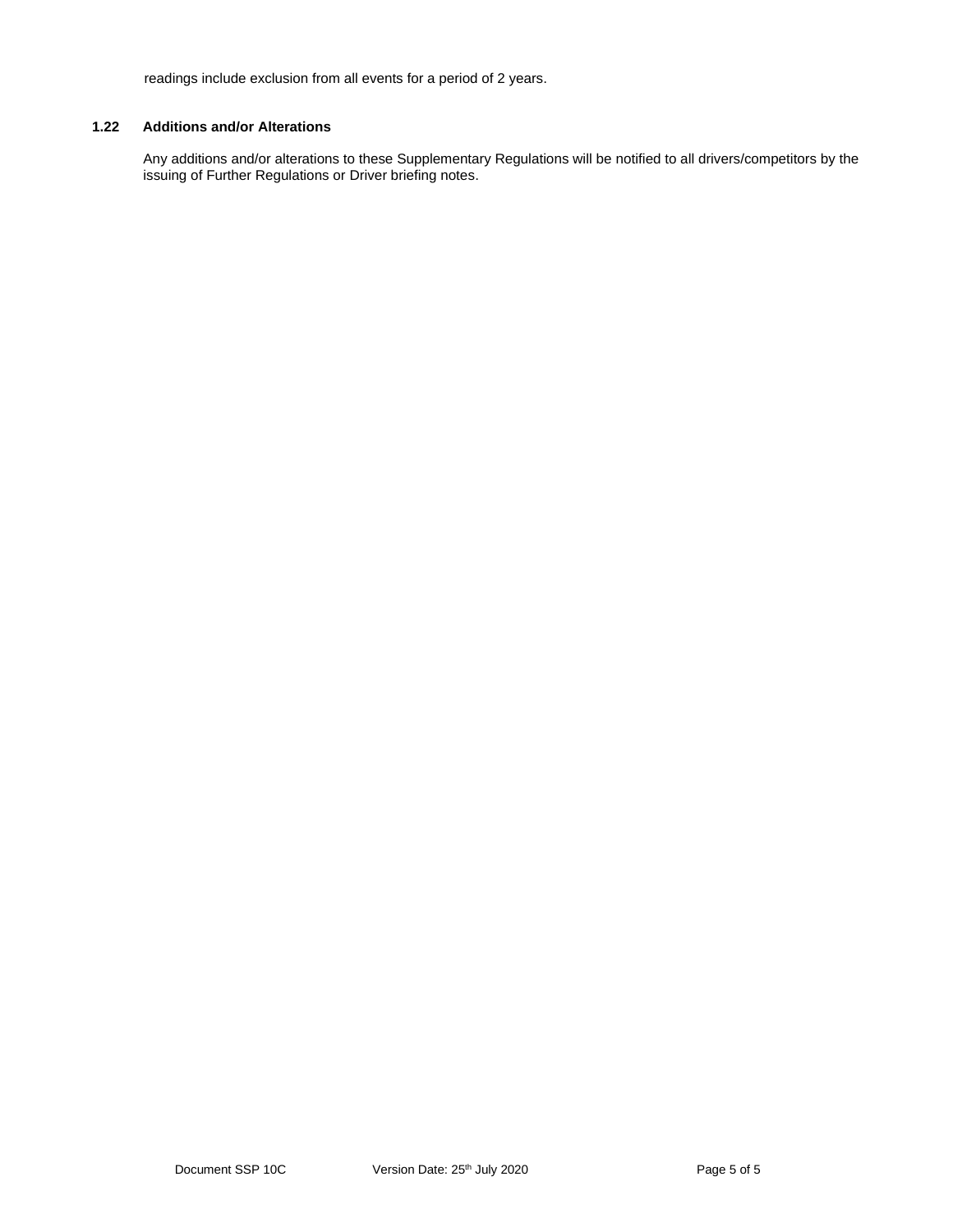readings include exclusion from all events for a period of 2 years.

### 1.22 Additions and/or Alterations

Any additions and/or alterations to these Supplementary Regulations will be notified to all drivers/competitors by the issuing of Further Regulations or Driver briefing notes.